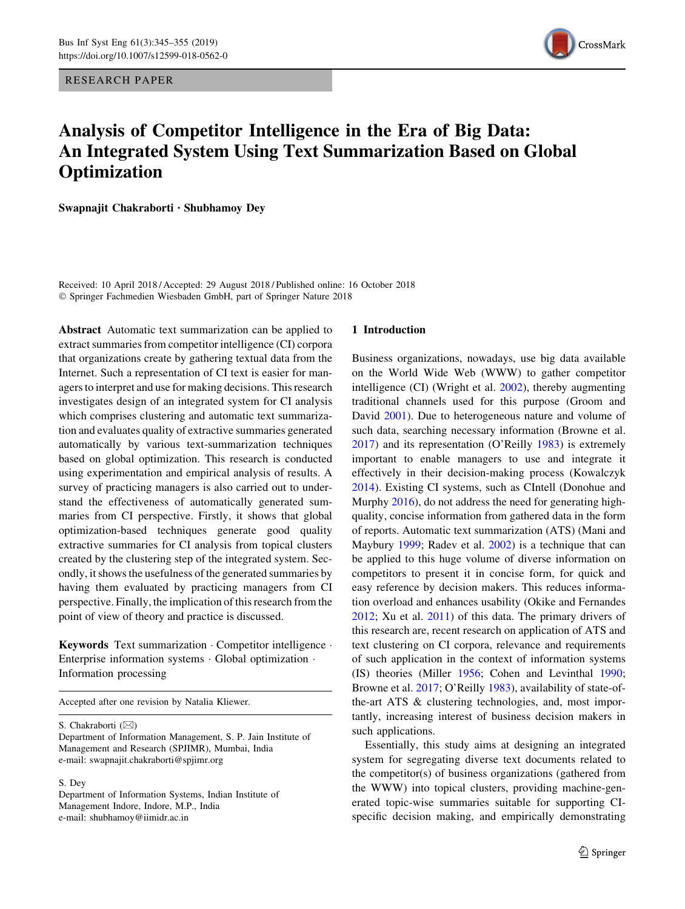RESEARCH PAPER

# Analysis of Competitor Intelligence in the Era of Big Data: An Integrated System Using Text Summarization Based on Global Optimization

**Swapnajit Chakraborti · Shubhamoy Dey**

Received: 10 April 2018 / Accepted: 29 August 2018 / Published online: 16 October 2018
© Springer Fachmedien Wiesbaden GmbH, part of Springer Nature 2018

**Abstract** Automatic text summarization can be applied to extract summaries from competitor intelligence (CI) corpora that organizations create by gathering textual data from the Internet. Such a representation of CI text is easier for managers to interpret and use for making decisions. This research investigates design of an integrated system for CI analysis which comprises clustering and automatic text summarization and evaluates quality of extractive summaries generated automatically by various text-summarization techniques based on global optimization. This research is conducted using experimentation and empirical analysis of results. A survey of practicing managers is also carried out to understand the effectiveness of automatically generated summaries from CI perspective. Firstly, it shows that global optimization-based techniques generate good quality extractive summaries for CI analysis from topical clusters created by the clustering step of the integrated system. Secondly, it shows the usefulness of the generated summaries by having them evaluated by practicing managers from CI perspective. Finally, the implication of this research from the point of view of theory and practice is discussed.

**Keywords** Text summarization · Competitor intelligence · Enterprise information systems · Global optimization · Information processing

Accepted after one revision by Natalia Kliewer.

S. Chakraborti (✉)
Department of Information Management, S. P. Jain Institute of Management and Research (SPJIMR), Mumbai, India
e-mail: swapnajit.chakraborti@spjimr.org

S. Dey
Department of Information Systems, Indian Institute of Management Indore, Indore, M.P., India
e-mail: shubhamoy@iimidr.ac.in

## 1 Introduction

Business organizations, nowadays, use big data available on the World Wide Web (WWW) to gather competitor intelligence (CI) (Wright et al. 2002), thereby augmenting traditional channels used for this purpose (Groom and David 2001). Due to heterogeneous nature and volume of such data, searching necessary information (Browne et al. 2017) and its representation (O'Reilly 1983) is extremely important to enable managers to use and integrate it effectively in their decision-making process (Kowalczyk 2014). Existing CI systems, such as CIntell (Donohue and Murphy 2016), do not address the need for generating high-quality, concise information from gathered data in the form of reports. Automatic text summarization (ATS) (Mani and Maybury 1999; Radev et al. 2002) is a technique that can be applied to this huge volume of diverse information on competitors to present it in concise form, for quick and easy reference by decision makers. This reduces information overload and enhances usability (Okike and Fernandes 2012; Xu et al. 2011) of this data. The primary drivers of this research are, recent research on application of ATS and text clustering on CI corpora, relevance and requirements of such application in the context of information systems (IS) theories (Miller 1956; Cohen and Levinthal 1990; Browne et al. 2017; O'Reilly 1983), availability of state-of-the-art ATS & clustering technologies, and, most importantly, increasing interest of business decision makers in such applications.

Essentially, this study aims at designing an integrated system for segregating diverse text documents related to the competitor(s) of business organizations (gathered from the WWW) into topical clusters, providing machine-generated topic-wise summaries suitable for supporting CI-specific decision making, and empirically demonstrating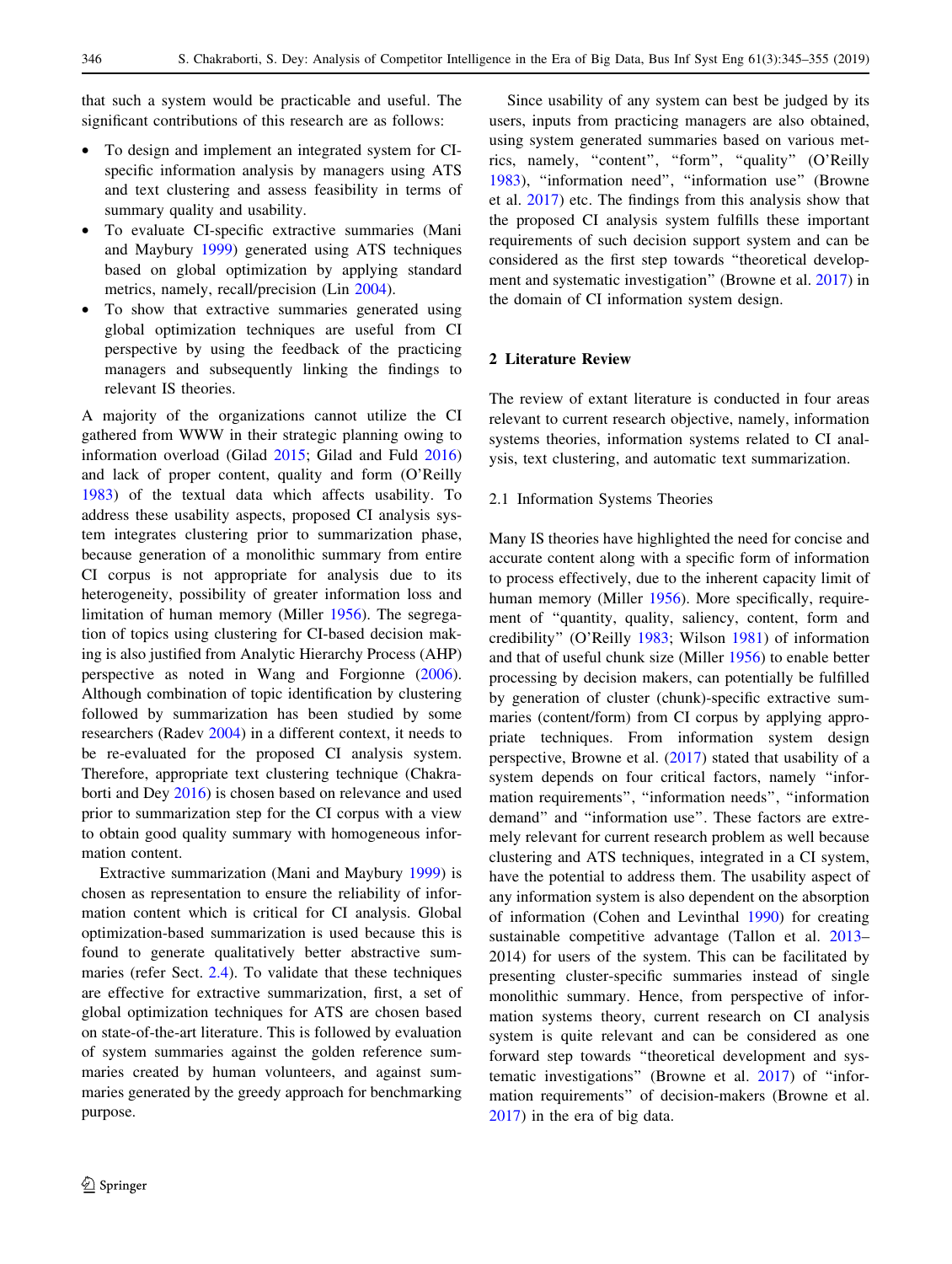that such a system would be practicable and useful. The significant contributions of this research are as follows:

- To design and implement an integrated system for CI-specific information analysis by managers using ATS and text clustering and assess feasibility in terms of summary quality and usability.
- To evaluate CI-specific extractive summaries (Mani and Maybury 1999) generated using ATS techniques based on global optimization by applying standard metrics, namely, recall/precision (Lin 2004).
- To show that extractive summaries generated using global optimization techniques are useful from CI perspective by using the feedback of the practicing managers and subsequently linking the findings to relevant IS theories.

A majority of the organizations cannot utilize the CI gathered from WWW in their strategic planning owing to information overload (Gilad 2015; Gilad and Fuld 2016) and lack of proper content, quality and form (O'Reilly 1983) of the textual data which affects usability. To address these usability aspects, proposed CI analysis system integrates clustering prior to summarization phase, because generation of a monolithic summary from entire CI corpus is not appropriate for analysis due to its heterogeneity, possibility of greater information loss and limitation of human memory (Miller 1956). The segregation of topics using clustering for CI-based decision making is also justified from Analytic Hierarchy Process (AHP) perspective as noted in Wang and Forgionne (2006). Although combination of topic identification by clustering followed by summarization has been studied by some researchers (Radev 2004) in a different context, it needs to be re-evaluated for the proposed CI analysis system. Therefore, appropriate text clustering technique (Chakraborti and Dey 2016) is chosen based on relevance and used prior to summarization step for the CI corpus with a view to obtain good quality summary with homogeneous information content.

Extractive summarization (Mani and Maybury 1999) is chosen as representation to ensure the reliability of information content which is critical for CI analysis. Global optimization-based summarization is used because this is found to generate qualitatively better abstractive summaries (refer Sect. 2.4). To validate that these techniques are effective for extractive summarization, first, a set of global optimization techniques for ATS are chosen based on state-of-the-art literature. This is followed by evaluation of system summaries against the golden reference summaries created by human volunteers, and against summaries generated by the greedy approach for benchmarking purpose.

Since usability of any system can best be judged by its users, inputs from practicing managers are also obtained, using system generated summaries based on various metrics, namely, "content", "form", "quality" (O'Reilly 1983), "information need", "information use" (Browne et al. 2017) etc. The findings from this analysis show that the proposed CI analysis system fulfills these important requirements of such decision support system and can be considered as the first step towards "theoretical development and systematic investigation" (Browne et al. 2017) in the domain of CI information system design.

## 2 Literature Review

The review of extant literature is conducted in four areas relevant to current research objective, namely, information systems theories, information systems related to CI analysis, text clustering, and automatic text summarization.

### 2.1 Information Systems Theories

Many IS theories have highlighted the need for concise and accurate content along with a specific form of information to process effectively, due to the inherent capacity limit of human memory (Miller 1956). More specifically, requirement of "quantity, quality, saliency, content, form and credibility" (O'Reilly 1983; Wilson 1981) of information and that of useful chunk size (Miller 1956) to enable better processing by decision makers, can potentially be fulfilled by generation of cluster (chunk)-specific extractive summaries (content/form) from CI corpus by applying appropriate techniques. From information system design perspective, Browne et al. (2017) stated that usability of a system depends on four critical factors, namely "information requirements", "information needs", "information demand" and "information use". These factors are extremely relevant for current research problem as well because clustering and ATS techniques, integrated in a CI system, have the potential to address them. The usability aspect of any information system is also dependent on the absorption of information (Cohen and Levinthal 1990) for creating sustainable competitive advantage (Tallon et al. 2013–2014) for users of the system. This can be facilitated by presenting cluster-specific summaries instead of single monolithic summary. Hence, from perspective of information systems theory, current research on CI analysis system is quite relevant and can be considered as one forward step towards "theoretical development and systematic investigations" (Browne et al. 2017) of "information requirements" of decision-makers (Browne et al. 2017) in the era of big data.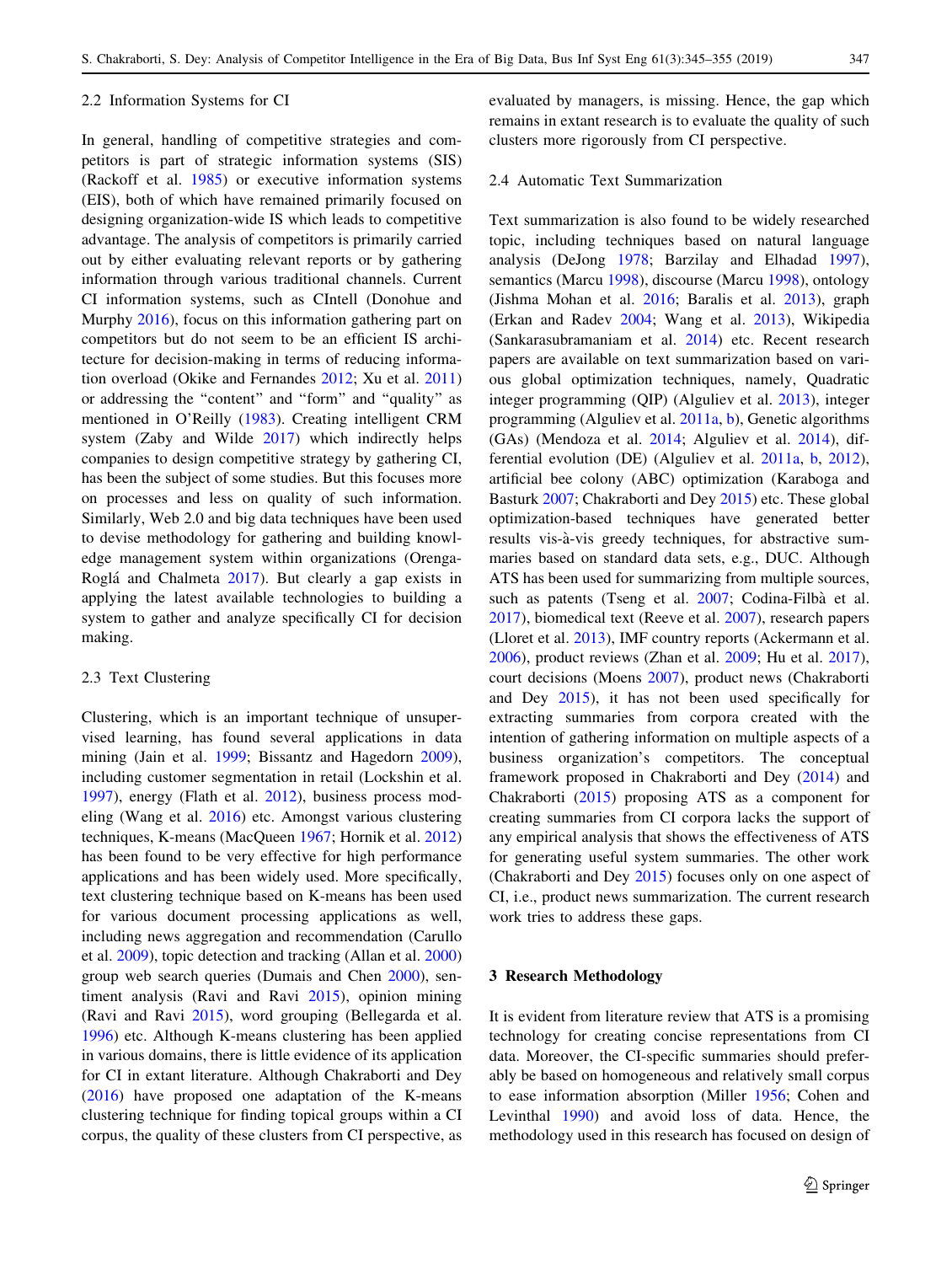### 2.2 Information Systems for CI

In general, handling of competitive strategies and competitors is part of strategic information systems (SIS) (Rackoff et al. 1985) or executive information systems (EIS), both of which have remained primarily focused on designing organization-wide IS which leads to competitive advantage. The analysis of competitors is primarily carried out by either evaluating relevant reports or by gathering information through various traditional channels. Current CI information systems, such as CIntell (Donohue and Murphy 2016), focus on this information gathering part on competitors but do not seem to be an efficient IS architecture for decision-making in terms of reducing information overload (Okike and Fernandes 2012; Xu et al. 2011) or addressing the "content" and "form" and "quality" as mentioned in O'Reilly (1983). Creating intelligent CRM system (Zaby and Wilde 2017) which indirectly helps companies to design competitive strategy by gathering CI, has been the subject of some studies. But this focuses more on processes and less on quality of such information. Similarly, Web 2.0 and big data techniques have been used to devise methodology for gathering and building knowledge management system within organizations (Orenga-Roglá and Chalmeta 2017). But clearly a gap exists in applying the latest available technologies to building a system to gather and analyze specifically CI for decision making.

### 2.3 Text Clustering

Clustering, which is an important technique of unsupervised learning, has found several applications in data mining (Jain et al. 1999; Bissantz and Hagedorn 2009), including customer segmentation in retail (Lockshin et al. 1997), energy (Flath et al. 2012), business process modeling (Wang et al. 2016) etc. Amongst various clustering techniques, K-means (MacQueen 1967; Hornik et al. 2012) has been found to be very effective for high performance applications and has been widely used. More specifically, text clustering technique based on K-means has been used for various document processing applications as well, including news aggregation and recommendation (Carullo et al. 2009), topic detection and tracking (Allan et al. 2000) group web search queries (Dumais and Chen 2000), sentiment analysis (Ravi and Ravi 2015), opinion mining (Ravi and Ravi 2015), word grouping (Bellegarda et al. 1996) etc. Although K-means clustering has been applied in various domains, there is little evidence of its application for CI in extant literature. Although Chakraborti and Dey (2016) have proposed one adaptation of the K-means clustering technique for finding topical groups within a CI corpus, the quality of these clusters from CI perspective, as evaluated by managers, is missing. Hence, the gap which remains in extant research is to evaluate the quality of such clusters more rigorously from CI perspective.

### 2.4 Automatic Text Summarization

Text summarization is also found to be widely researched topic, including techniques based on natural language analysis (DeJong 1978; Barzilay and Elhadad 1997), semantics (Marcu 1998), discourse (Marcu 1998), ontology (Jishma Mohan et al. 2016; Baralis et al. 2013), graph (Erkan and Radev 2004; Wang et al. 2013), Wikipedia (Sankarasubramaniam et al. 2014) etc. Recent research papers are available on text summarization based on various global optimization techniques, namely, Quadratic integer programming (QIP) (Alguliev et al. 2013), integer programming (Alguliev et al. 2011a, b), Genetic algorithms (GAs) (Mendoza et al. 2014; Alguliev et al. 2014), differential evolution (DE) (Alguliev et al. 2011a, b, 2012), artificial bee colony (ABC) optimization (Karaboga and Basturk 2007; Chakraborti and Dey 2015) etc. These global optimization-based techniques have generated better results vis-à-vis greedy techniques, for abstractive summaries based on standard data sets, e.g., DUC. Although ATS has been used for summarizing from multiple sources, such as patents (Tseng et al. 2007; Codina-Filbà et al. 2017), biomedical text (Reeve et al. 2007), research papers (Lloret et al. 2013), IMF country reports (Ackermann et al. 2006), product reviews (Zhan et al. 2009; Hu et al. 2017), court decisions (Moens 2007), product news (Chakraborti and Dey 2015), it has not been used specifically for extracting summaries from corpora created with the intention of gathering information on multiple aspects of a business organization's competitors. The conceptual framework proposed in Chakraborti and Dey (2014) and Chakraborti (2015) proposing ATS as a component for creating summaries from CI corpora lacks the support of any empirical analysis that shows the effectiveness of ATS for generating useful system summaries. The other work (Chakraborti and Dey 2015) focuses only on one aspect of CI, i.e., product news summarization. The current research work tries to address these gaps.

## 3 Research Methodology

It is evident from literature review that ATS is a promising technology for creating concise representations from CI data. Moreover, the CI-specific summaries should preferably be based on homogeneous and relatively small corpus to ease information absorption (Miller 1956; Cohen and Levinthal 1990) and avoid loss of data. Hence, the methodology used in this research has focused on design of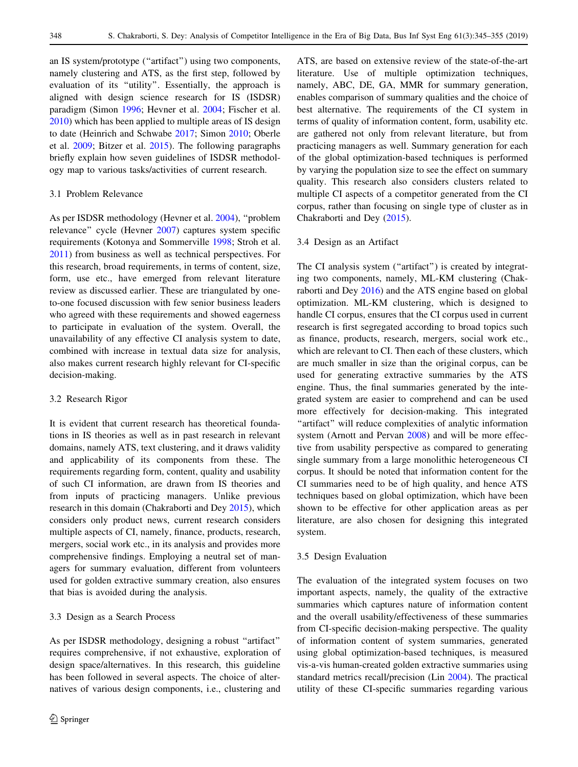an IS system/prototype ("artifact") using two components, namely clustering and ATS, as the first step, followed by evaluation of its "utility". Essentially, the approach is aligned with design science research for IS (ISDSR) paradigm (Simon 1996; Hevner et al. 2004; Fischer et al. 2010) which has been applied to multiple areas of IS design to date (Heinrich and Schwabe 2017; Simon 2010; Oberle et al. 2009; Bitzer et al. 2015). The following paragraphs briefly explain how seven guidelines of ISDSR methodology map to various tasks/activities of current research.

### 3.1 Problem Relevance

As per ISDSR methodology (Hevner et al. 2004), "problem relevance" cycle (Hevner 2007) captures system specific requirements (Kotonya and Sommerville 1998; Stroh et al. 2011) from business as well as technical perspectives. For this research, broad requirements, in terms of content, size, form, use etc., have emerged from relevant literature review as discussed earlier. These are triangulated by one-to-one focused discussion with few senior business leaders who agreed with these requirements and showed eagerness to participate in evaluation of the system. Overall, the unavailability of any effective CI analysis system to date, combined with increase in textual data size for analysis, also makes current research highly relevant for CI-specific decision-making.

### 3.2 Research Rigor

It is evident that current research has theoretical foundations in IS theories as well as in past research in relevant domains, namely ATS, text clustering, and it draws validity and applicability of its components from these. The requirements regarding form, content, quality and usability of such CI information, are drawn from IS theories and from inputs of practicing managers. Unlike previous research in this domain (Chakraborti and Dey 2015), which considers only product news, current research considers multiple aspects of CI, namely, finance, products, research, mergers, social work etc., in its analysis and provides more comprehensive findings. Employing a neutral set of managers for summary evaluation, different from volunteers used for golden extractive summary creation, also ensures that bias is avoided during the analysis.

### 3.3 Design as a Search Process

As per ISDSR methodology, designing a robust "artifact" requires comprehensive, if not exhaustive, exploration of design space/alternatives. In this research, this guideline has been followed in several aspects. The choice of alternatives of various design components, i.e., clustering and ATS, are based on extensive review of the state-of-the-art literature. Use of multiple optimization techniques, namely, ABC, DE, GA, MMR for summary generation, enables comparison of summary qualities and the choice of best alternative. The requirements of the CI system in terms of quality of information content, form, usability etc. are gathered not only from relevant literature, but from practicing managers as well. Summary generation for each of the global optimization-based techniques is performed by varying the population size to see the effect on summary quality. This research also considers clusters related to multiple CI aspects of a competitor generated from the CI corpus, rather than focusing on single type of cluster as in Chakraborti and Dey (2015).

### 3.4 Design as an Artifact

The CI analysis system ("artifact") is created by integrating two components, namely, ML-KM clustering (Chakraborti and Dey 2016) and the ATS engine based on global optimization. ML-KM clustering, which is designed to handle CI corpus, ensures that the CI corpus used in current research is first segregated according to broad topics such as finance, products, research, mergers, social work etc., which are relevant to CI. Then each of these clusters, which are much smaller in size than the original corpus, can be used for generating extractive summaries by the ATS engine. Thus, the final summaries generated by the integrated system are easier to comprehend and can be used more effectively for decision-making. This integrated "artifact" will reduce complexities of analytic information system (Arnott and Pervan 2008) and will be more effective from usability perspective as compared to generating single summary from a large monolithic heterogeneous CI corpus. It should be noted that information content for the CI summaries need to be of high quality, and hence ATS techniques based on global optimization, which have been shown to be effective for other application areas as per literature, are also chosen for designing this integrated system.

### 3.5 Design Evaluation

The evaluation of the integrated system focuses on two important aspects, namely, the quality of the extractive summaries which captures nature of information content and the overall usability/effectiveness of these summaries from CI-specific decision-making perspective. The quality of information content of system summaries, generated using global optimization-based techniques, is measured vis-a-vis human-created golden extractive summaries using standard metrics recall/precision (Lin 2004). The practical utility of these CI-specific summaries regarding various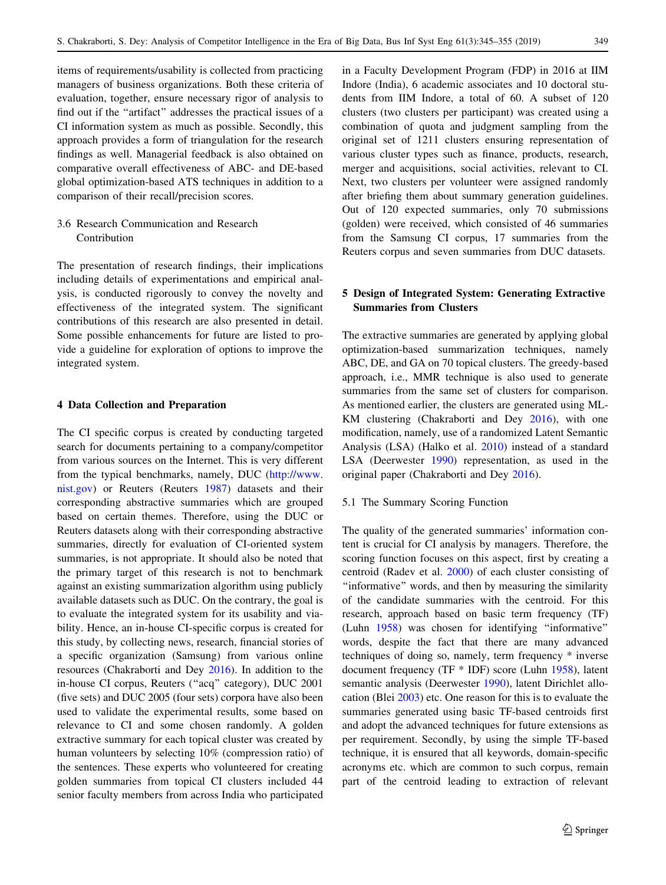items of requirements/usability is collected from practicing managers of business organizations. Both these criteria of evaluation, together, ensure necessary rigor of analysis to find out if the "artifact" addresses the practical issues of a CI information system as much as possible. Secondly, this approach provides a form of triangulation for the research findings as well. Managerial feedback is also obtained on comparative overall effectiveness of ABC- and DE-based global optimization-based ATS techniques in addition to a comparison of their recall/precision scores.

### 3.6 Research Communication and Research Contribution

The presentation of research findings, their implications including details of experimentations and empirical analysis, is conducted rigorously to convey the novelty and effectiveness of the integrated system. The significant contributions of this research are also presented in detail. Some possible enhancements for future are listed to provide a guideline for exploration of options to improve the integrated system.

## 4 Data Collection and Preparation

The CI specific corpus is created by conducting targeted search for documents pertaining to a company/competitor from various sources on the Internet. This is very different from the typical benchmarks, namely, DUC (http://www.nist.gov) or Reuters (Reuters 1987) datasets and their corresponding abstractive summaries which are grouped based on certain themes. Therefore, using the DUC or Reuters datasets along with their corresponding abstractive summaries, directly for evaluation of CI-oriented system summaries, is not appropriate. It should also be noted that the primary target of this research is not to benchmark against an existing summarization algorithm using publicly available datasets such as DUC. On the contrary, the goal is to evaluate the integrated system for its usability and viability. Hence, an in-house CI-specific corpus is created for this study, by collecting news, research, financial stories of a specific organization (Samsung) from various online resources (Chakraborti and Dey 2016). In addition to the in-house CI corpus, Reuters ("acq" category), DUC 2001 (five sets) and DUC 2005 (four sets) corpora have also been used to validate the experimental results, some based on relevance to CI and some chosen randomly. A golden extractive summary for each topical cluster was created by human volunteers by selecting 10% (compression ratio) of the sentences. These experts who volunteered for creating golden summaries from topical CI clusters included 44 senior faculty members from across India who participated in a Faculty Development Program (FDP) in 2016 at IIM Indore (India), 6 academic associates and 10 doctoral students from IIM Indore, a total of 60. A subset of 120 clusters (two clusters per participant) was created using a combination of quota and judgment sampling from the original set of 1211 clusters ensuring representation of various cluster types such as finance, products, research, merger and acquisitions, social activities, relevant to CI. Next, two clusters per volunteer were assigned randomly after briefing them about summary generation guidelines. Out of 120 expected summaries, only 70 submissions (golden) were received, which consisted of 46 summaries from the Samsung CI corpus, 17 summaries from the Reuters corpus and seven summaries from DUC datasets.

## 5 Design of Integrated System: Generating Extractive Summaries from Clusters

The extractive summaries are generated by applying global optimization-based summarization techniques, namely ABC, DE, and GA on 70 topical clusters. The greedy-based approach, i.e., MMR technique is also used to generate summaries from the same set of clusters for comparison. As mentioned earlier, the clusters are generated using ML-KM clustering (Chakraborti and Dey 2016), with one modification, namely, use of a randomized Latent Semantic Analysis (LSA) (Halko et al. 2010) instead of a standard LSA (Deerwester 1990) representation, as used in the original paper (Chakraborti and Dey 2016).

### 5.1 The Summary Scoring Function

The quality of the generated summaries' information content is crucial for CI analysis by managers. Therefore, the scoring function focuses on this aspect, first by creating a centroid (Radev et al. 2000) of each cluster consisting of "informative" words, and then by measuring the similarity of the candidate summaries with the centroid. For this research, approach based on basic term frequency (TF) (Luhn 1958) was chosen for identifying "informative" words, despite the fact that there are many advanced techniques of doing so, namely, term frequency * inverse document frequency (TF * IDF) score (Luhn 1958), latent semantic analysis (Deerwester 1990), latent Dirichlet allocation (Blei 2003) etc. One reason for this is to evaluate the summaries generated using basic TF-based centroids first and adopt the advanced techniques for future extensions as per requirement. Secondly, by using the simple TF-based technique, it is ensured that all keywords, domain-specific acronyms etc. which are common to such corpus, remain part of the centroid leading to extraction of relevant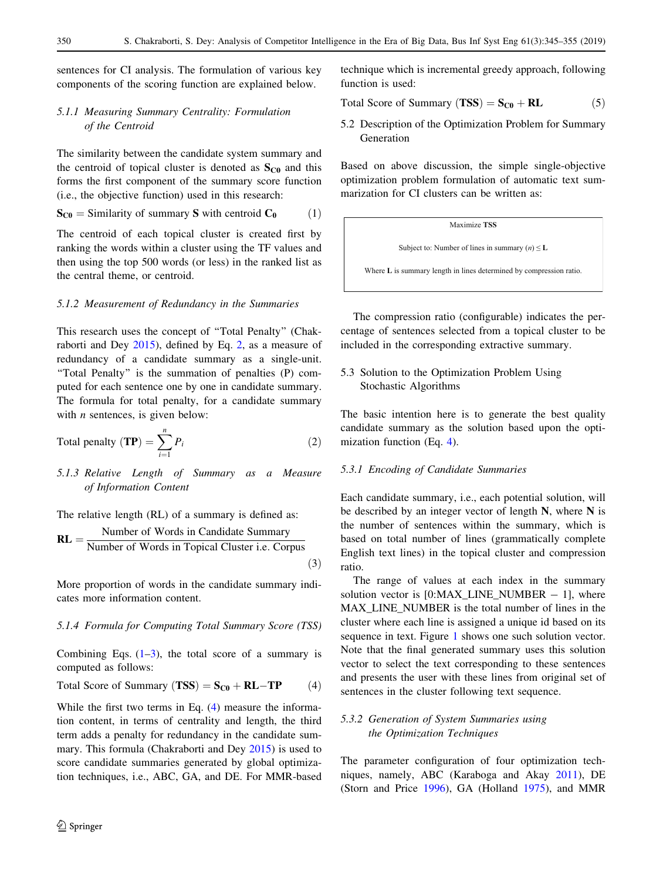sentences for CI analysis. The formulation of various key components of the scoring function are explained below.

#### 5.1.1 Measuring Summary Centrality: Formulation of the Centroid

The similarity between the candidate system summary and the centroid of topical cluster is denoted as $\mathbf{S_{C0}}$ and this forms the first component of the summary score function (i.e., the objective function) used in this research:

$$\mathbf{S_{C0}} = \text{Similarity of summary } \mathbf{S} \text{ with centroid } \mathbf{C_0} \tag{1}$$

The centroid of each topical cluster is created first by ranking the words within a cluster using the TF values and then using the top 500 words (or less) in the ranked list as the central theme, or centroid.

#### 5.1.2 Measurement of Redundancy in the Summaries

This research uses the concept of "Total Penalty" (Chakraborti and Dey 2015), defined by Eq. 2, as a measure of redundancy of a candidate summary as a single-unit. "Total Penalty" is the summation of penalties (P) computed for each sentence one by one in candidate summary. The formula for total penalty, for a candidate summary with $n$ sentences, is given below:

$$\text{Total penalty } (\mathbf{TP}) = \sum_{i=1}^{n} P_i \tag{2}$$

#### 5.1.3 Relative Length of Summary as a Measure of Information Content

The relative length (RL) of a summary is defined as:

$$\mathbf{RL} = \frac{\text{Number of Words in Candidate Summary}}{\text{Number of Words in Topical Cluster i.e. Corpus}} \tag{3}$$

More proportion of words in the candidate summary indicates more information content.

#### 5.1.4 Formula for Computing Total Summary Score (TSS)

Combining Eqs. (1–3), the total score of a summary is computed as follows:

$$\text{Total Score of Summary } (\mathbf{TSS}) = \mathbf{S_{C0}} + \mathbf{RL} - \mathbf{TP} \tag{4}$$

While the first two terms in Eq. (4) measure the information content, in terms of centrality and length, the third term adds a penalty for redundancy in the candidate summary. This formula (Chakraborti and Dey 2015) is used to score candidate summaries generated by global optimization techniques, i.e., ABC, GA, and DE. For MMR-based technique which is incremental greedy approach, following function is used:

$$\text{Total Score of Summary } (\mathbf{TSS}) = \mathbf{S_{C0}} + \mathbf{RL} \tag{5}$$

### 5.2 Description of the Optimization Problem for Summary Generation

Based on above discussion, the simple single-objective optimization problem formulation of automatic text summarization for CI clusters can be written as:

> Maximize **TSS**
>
> Subject to: Number of lines in summary ($n$) $\leq$ **L**
>
> Where **L** is summary length in lines determined by compression ratio.

The compression ratio (configurable) indicates the percentage of sentences selected from a topical cluster to be included in the corresponding extractive summary.

### 5.3 Solution to the Optimization Problem Using Stochastic Algorithms

The basic intention here is to generate the best quality candidate summary as the solution based upon the optimization function (Eq. 4).

#### 5.3.1 Encoding of Candidate Summaries

Each candidate summary, i.e., each potential solution, will be described by an integer vector of length **N**, where **N** is the number of sentences within the summary, which is based on total number of lines (grammatically complete English text lines) in the topical cluster and compression ratio.

The range of values at each index in the summary solution vector is [0:MAX_LINE_NUMBER − 1], where MAX_LINE_NUMBER is the total number of lines in the cluster where each line is assigned a unique id based on its sequence in text. Figure 1 shows one such solution vector. Note that the final generated summary uses this solution vector to select the text corresponding to these sentences and presents the user with these lines from original set of sentences in the cluster following text sequence.

#### 5.3.2 Generation of System Summaries using the Optimization Techniques

The parameter configuration of four optimization techniques, namely, ABC (Karaboga and Akay 2011), DE (Storn and Price 1996), GA (Holland 1975), and MMR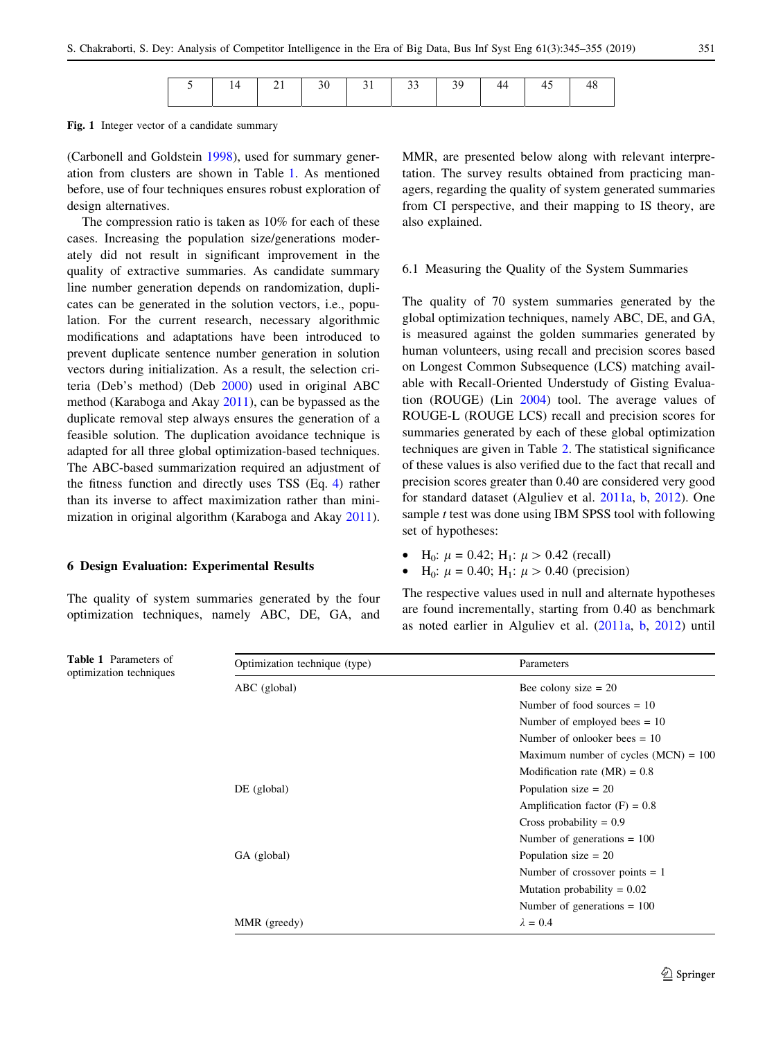| 5 | 14 | 21 | 30 | 31 | 33 | 39 | 44 | 45 | 48 |
|---|---|---|---|---|---|---|---|---|---|

**Fig. 1** Integer vector of a candidate summary

(Carbonell and Goldstein 1998), used for summary generation from clusters are shown in Table 1. As mentioned before, use of four techniques ensures robust exploration of design alternatives.

The compression ratio is taken as 10% for each of these cases. Increasing the population size/generations moderately did not result in significant improvement in the quality of extractive summaries. As candidate summary line number generation depends on randomization, duplicates can be generated in the solution vectors, i.e., population. For the current research, necessary algorithmic modifications and adaptations have been introduced to prevent duplicate sentence number generation in solution vectors during initialization. As a result, the selection criteria (Deb's method) (Deb 2000) used in original ABC method (Karaboga and Akay 2011), can be bypassed as the duplicate removal step always ensures the generation of a feasible solution. The duplication avoidance technique is adapted for all three global optimization-based techniques. The ABC-based summarization required an adjustment of the fitness function and directly uses TSS (Eq. 4) rather than its inverse to affect maximization rather than minimization in original algorithm (Karaboga and Akay 2011).

## 6 Design Evaluation: Experimental Results

The quality of system summaries generated by the four optimization techniques, namely ABC, DE, GA, and MMR, are presented below along with relevant interpretation. The survey results obtained from practicing managers, regarding the quality of system generated summaries from CI perspective, and their mapping to IS theory, are also explained.

### 6.1 Measuring the Quality of the System Summaries

The quality of 70 system summaries generated by the global optimization techniques, namely ABC, DE, and GA, is measured against the golden summaries generated by human volunteers, using recall and precision scores based on Longest Common Subsequence (LCS) matching available with Recall-Oriented Understudy of Gisting Evaluation (ROUGE) (Lin 2004) tool. The average values of ROUGE-L (ROUGE LCS) recall and precision scores for summaries generated by each of these global optimization techniques are given in Table 2. The statistical significance of these values is also verified due to the fact that recall and precision scores greater than 0.40 are considered very good for standard dataset (Alguliev et al. 2011a, b, 2012). One sample *t* test was done using IBM SPSS tool with following set of hypotheses:

- $H_0$: $\mu = 0.42$; $H_1$: $\mu > 0.42$ (recall)
- $H_0$: $\mu = 0.40$; $H_1$: $\mu > 0.40$ (precision)

The respective values used in null and alternate hypotheses are found incrementally, starting from 0.40 as benchmark as noted earlier in Alguliev et al. (2011a, b, 2012) until

**Table 1** Parameters of optimization techniques

| Optimization technique (type) | Parameters |
|---|---|
| ABC (global) | Bee colony size = 20 |
| | Number of food sources = 10 |
| | Number of employed bees = 10 |
| | Number of onlooker bees = 10 |
| | Maximum number of cycles (MCN) = 100 |
| | Modification rate (MR) = 0.8 |
| DE (global) | Population size = 20 |
| | Amplification factor (F) = 0.8 |
| | Cross probability = 0.9 |
| | Number of generations = 100 |
| GA (global) | Population size = 20 |
| | Number of crossover points = 1 |
| | Mutation probability = 0.02 |
| | Number of generations = 100 |
| MMR (greedy) | $\lambda = 0.4$ |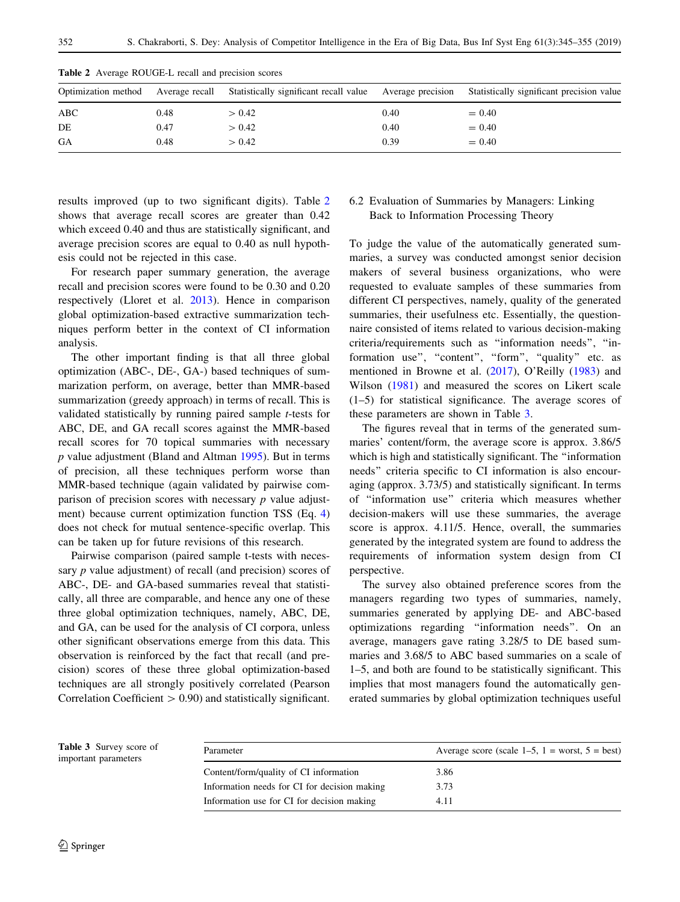**Table 2** Average ROUGE-L recall and precision scores

| Optimization method | Average recall | Statistically significant recall value | Average precision | Statistically significant precision value |
|---|---|---|---|---|
| ABC | 0.48 | > 0.42 | 0.40 | = 0.40 |
| DE | 0.47 | > 0.42 | 0.40 | = 0.40 |
| GA | 0.48 | > 0.42 | 0.39 | = 0.40 |

results improved (up to two significant digits). Table 2 shows that average recall scores are greater than 0.42 which exceed 0.40 and thus are statistically significant, and average precision scores are equal to 0.40 as null hypothesis could not be rejected in this case.

For research paper summary generation, the average recall and precision scores were found to be 0.30 and 0.20 respectively (Lloret et al. 2013). Hence in comparison global optimization-based extractive summarization techniques perform better in the context of CI information analysis.

The other important finding is that all three global optimization (ABC-, DE-, GA-) based techniques of summarization perform, on average, better than MMR-based summarization (greedy approach) in terms of recall. This is validated statistically by running paired sample *t*-tests for ABC, DE, and GA recall scores against the MMR-based recall scores for 70 topical summaries with necessary *p* value adjustment (Bland and Altman 1995). But in terms of precision, all these techniques perform worse than MMR-based technique (again validated by pairwise comparison of precision scores with necessary *p* value adjustment) because current optimization function TSS (Eq. 4) does not check for mutual sentence-specific overlap. This can be taken up for future revisions of this research.

Pairwise comparison (paired sample t-tests with necessary *p* value adjustment) of recall (and precision) scores of ABC-, DE- and GA-based summaries reveal that statistically, all three are comparable, and hence any one of these three global optimization techniques, namely, ABC, DE, and GA, can be used for the analysis of CI corpora, unless other significant observations emerge from this data. This observation is reinforced by the fact that recall (and precision) scores of these three global optimization-based techniques are all strongly positively correlated (Pearson Correlation Coefficient > 0.90) and statistically significant.

## 6.2 Evaluation of Summaries by Managers: Linking Back to Information Processing Theory

To judge the value of the automatically generated summaries, a survey was conducted amongst senior decision makers of several business organizations, who were requested to evaluate samples of these summaries from different CI perspectives, namely, quality of the generated summaries, their usefulness etc. Essentially, the questionnaire consisted of items related to various decision-making criteria/requirements such as "information needs", "information use", "content", "form", "quality" etc. as mentioned in Browne et al. (2017), O'Reilly (1983) and Wilson (1981) and measured the scores on Likert scale (1–5) for statistical significance. The average scores of these parameters are shown in Table 3.

The figures reveal that in terms of the generated summaries' content/form, the average score is approx. 3.86/5 which is high and statistically significant. The "information needs" criteria specific to CI information is also encouraging (approx. 3.73/5) and statistically significant. In terms of "information use" criteria which measures whether decision-makers will use these summaries, the average score is approx. 4.11/5. Hence, overall, the summaries generated by the integrated system are found to address the requirements of information system design from CI perspective.

The survey also obtained preference scores from the managers regarding two types of summaries, namely, summaries generated by applying DE- and ABC-based optimizations regarding "information needs". On an average, managers gave rating 3.28/5 to DE based summaries and 3.68/5 to ABC based summaries on a scale of 1–5, and both are found to be statistically significant. This implies that most managers found the automatically generated summaries by global optimization techniques useful

**Table 3** Survey score of important parameters

| Parameter | Average score (scale 1–5, 1 = worst, 5 = best) |
|---|---|
| Content/form/quality of CI information | 3.86 |
| Information needs for CI for decision making | 3.73 |
| Information use for CI for decision making | 4.11 |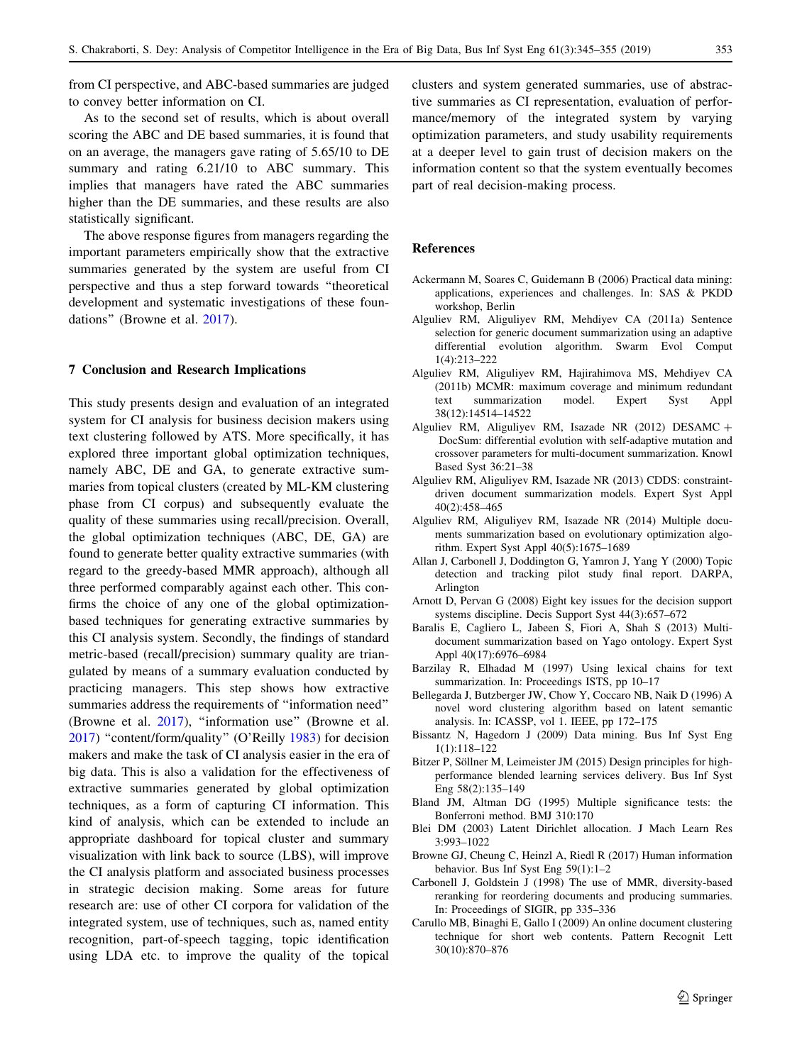from CI perspective, and ABC-based summaries are judged to convey better information on CI.

As to the second set of results, which is about overall scoring the ABC and DE based summaries, it is found that on an average, the managers gave rating of 5.65/10 to DE summary and rating 6.21/10 to ABC summary. This implies that managers have rated the ABC summaries higher than the DE summaries, and these results are also statistically significant.

The above response figures from managers regarding the important parameters empirically show that the extractive summaries generated by the system are useful from CI perspective and thus a step forward towards "theoretical development and systematic investigations of these foundations" (Browne et al. 2017).

## 7 Conclusion and Research Implications

This study presents design and evaluation of an integrated system for CI analysis for business decision makers using text clustering followed by ATS. More specifically, it has explored three important global optimization techniques, namely ABC, DE and GA, to generate extractive summaries from topical clusters (created by ML-KM clustering phase from CI corpus) and subsequently evaluate the quality of these summaries using recall/precision. Overall, the global optimization techniques (ABC, DE, GA) are found to generate better quality extractive summaries (with regard to the greedy-based MMR approach), although all three performed comparably against each other. This confirms the choice of any one of the global optimization-based techniques for generating extractive summaries by this CI analysis system. Secondly, the findings of standard metric-based (recall/precision) summary quality are triangulated by means of a summary evaluation conducted by practicing managers. This step shows how extractive summaries address the requirements of "information need" (Browne et al. 2017), "information use" (Browne et al. 2017) "content/form/quality" (O'Reilly 1983) for decision makers and make the task of CI analysis easier in the era of big data. This is also a validation for the effectiveness of extractive summaries generated by global optimization techniques, as a form of capturing CI information. This kind of analysis, which can be extended to include an appropriate dashboard for topical cluster and summary visualization with link back to source (LBS), will improve the CI analysis platform and associated business processes in strategic decision making. Some areas for future research are: use of other CI corpora for validation of the integrated system, use of techniques, such as, named entity recognition, part-of-speech tagging, topic identification using LDA etc. to improve the quality of the topical clusters and system generated summaries, use of abstractive summaries as CI representation, evaluation of performance/memory of the integrated system by varying optimization parameters, and study usability requirements at a deeper level to gain trust of decision makers on the information content so that the system eventually becomes part of real decision-making process.

## References

Ackermann M, Soares C, Guidemann B (2006) Practical data mining: applications, experiences and challenges. In: SAS & PKDD workshop, Berlin

Alguliev RM, Aliguliyev RM, Mehdiyev CA (2011a) Sentence selection for generic document summarization using an adaptive differential evolution algorithm. Swarm Evol Comput 1(4):213–222

Alguliev RM, Aliguliyev RM, Hajirahimova MS, Mehdiyev CA (2011b) MCMR: maximum coverage and minimum redundant text summarization model. Expert Syst Appl 38(12):14514–14522

Alguliev RM, Aliguliyev RM, Isazade NR (2012) DESAMC + DocSum: differential evolution with self-adaptive mutation and crossover parameters for multi-document summarization. Knowl Based Syst 36:21–38

Alguliev RM, Aliguliyev RM, Isazade NR (2013) CDDS: constraint-driven document summarization models. Expert Syst Appl 40(2):458–465

Alguliev RM, Aliguliyev RM, Isazade NR (2014) Multiple documents summarization based on evolutionary optimization algorithm. Expert Syst Appl 40(5):1675–1689

Allan J, Carbonell J, Doddington G, Yamron J, Yang Y (2000) Topic detection and tracking pilot study final report. DARPA, Arlington

Arnott D, Pervan G (2008) Eight key issues for the decision support systems discipline. Decis Support Syst 44(3):657–672

Baralis E, Cagliero L, Jabeen S, Fiori A, Shah S (2013) Multi-document summarization based on Yago ontology. Expert Syst Appl 40(17):6976–6984

Barzilay R, Elhadad M (1997) Using lexical chains for text summarization. In: Proceedings ISTS, pp 10–17

Bellegarda J, Butzberger JW, Chow Y, Coccaro NB, Naik D (1996) A novel word clustering algorithm based on latent semantic analysis. In: ICASSP, vol 1. IEEE, pp 172–175

Bissantz N, Hagedorn J (2009) Data mining. Bus Inf Syst Eng 1(1):118–122

Bitzer P, Söllner M, Leimeister JM (2015) Design principles for high-performance blended learning services delivery. Bus Inf Syst Eng 58(2):135–149

Bland JM, Altman DG (1995) Multiple significance tests: the Bonferroni method. BMJ 310:170

Blei DM (2003) Latent Dirichlet allocation. J Mach Learn Res 3:993–1022

Browne GJ, Cheung C, Heinzl A, Riedl R (2017) Human information behavior. Bus Inf Syst Eng 59(1):1–2

Carbonell J, Goldstein J (1998) The use of MMR, diversity-based reranking for reordering documents and producing summaries. In: Proceedings of SIGIR, pp 335–336

Carullo MB, Binaghi E, Gallo I (2009) An online document clustering technique for short web contents. Pattern Recognit Lett 30(10):870–876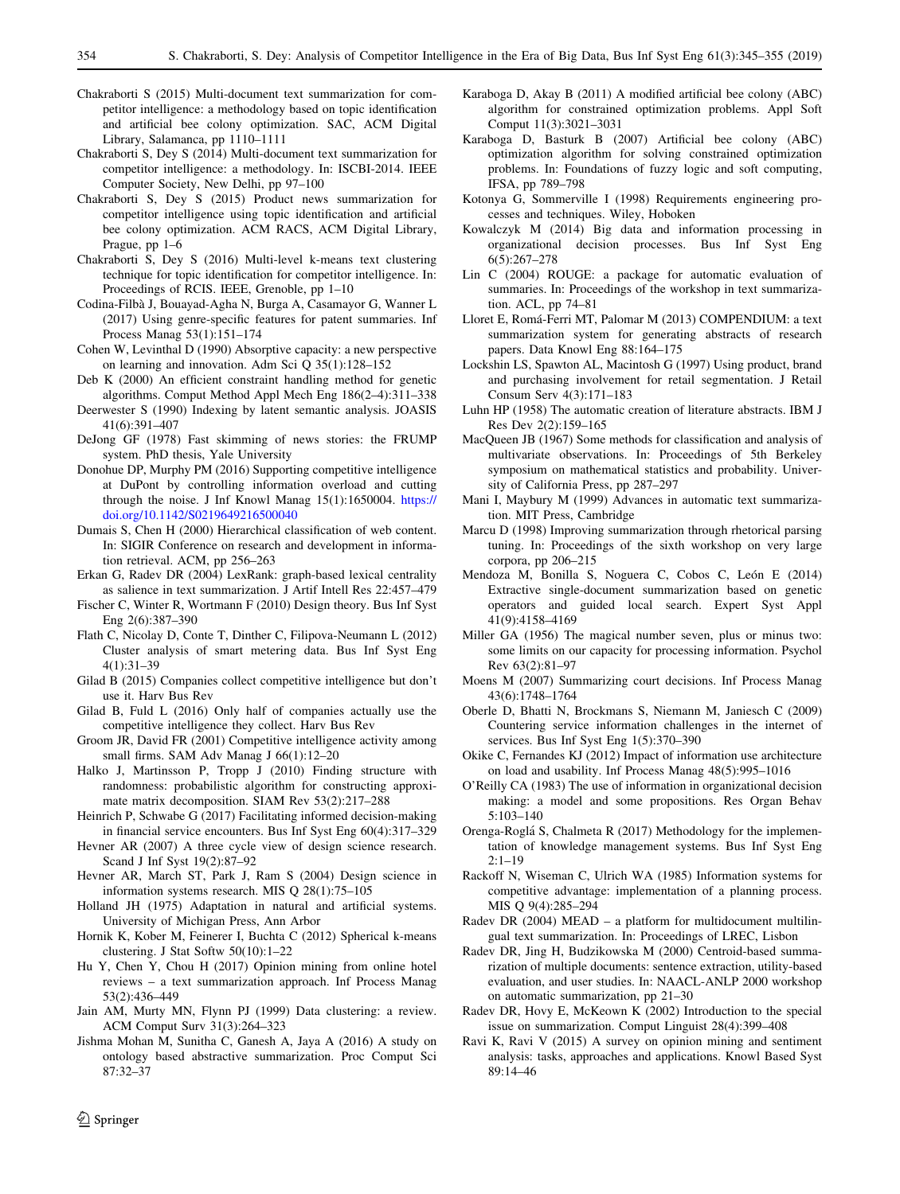Chakraborti S (2015) Multi-document text summarization for competitor intelligence: a methodology based on topic identification and artificial bee colony optimization. SAC, ACM Digital Library, Salamanca, pp 1110–1111

Chakraborti S, Dey S (2014) Multi-document text summarization for competitor intelligence: a methodology. In: ISCBI-2014. IEEE Computer Society, New Delhi, pp 97–100

Chakraborti S, Dey S (2015) Product news summarization for competitor intelligence using topic identification and artificial bee colony optimization. ACM RACS, ACM Digital Library, Prague, pp 1–6

Chakraborti S, Dey S (2016) Multi-level k-means text clustering technique for topic identification for competitor intelligence. In: Proceedings of RCIS. IEEE, Grenoble, pp 1–10

Codina-Filbà J, Bouayad-Agha N, Burga A, Casamayor G, Wanner L (2017) Using genre-specific features for patent summaries. Inf Process Manag 53(1):151–174

Cohen W, Levinthal D (1990) Absorptive capacity: a new perspective on learning and innovation. Adm Sci Q 35(1):128–152

Deb K (2000) An efficient constraint handling method for genetic algorithms. Comput Method Appl Mech Eng 186(2–4):311–338

Deerwester S (1990) Indexing by latent semantic analysis. JOASIS 41(6):391–407

DeJong GF (1978) Fast skimming of news stories: the FRUMP system. PhD thesis, Yale University

Donohue DP, Murphy PM (2016) Supporting competitive intelligence at DuPont by controlling information overload and cutting through the noise. J Inf Knowl Manag 15(1):1650004. https://doi.org/10.1142/S0219649216500040

Dumais S, Chen H (2000) Hierarchical classification of web content. In: SIGIR Conference on research and development in information retrieval. ACM, pp 256–263

Erkan G, Radev DR (2004) LexRank: graph-based lexical centrality as salience in text summarization. J Artif Intell Res 22:457–479

Fischer C, Winter R, Wortmann F (2010) Design theory. Bus Inf Syst Eng 2(6):387–390

Flath C, Nicolay D, Conte T, Dinther C, Filipova-Neumann L (2012) Cluster analysis of smart metering data. Bus Inf Syst Eng 4(1):31–39

Gilad B (2015) Companies collect competitive intelligence but don't use it. Harv Bus Rev

Gilad B, Fuld L (2016) Only half of companies actually use the competitive intelligence they collect. Harv Bus Rev

Groom JR, David FR (2001) Competitive intelligence activity among small firms. SAM Adv Manag J 66(1):12–20

Halko J, Martinsson P, Tropp J (2010) Finding structure with randomness: probabilistic algorithm for constructing approximate matrix decomposition. SIAM Rev 53(2):217–288

Heinrich P, Schwabe G (2017) Facilitating informed decision-making in financial service encounters. Bus Inf Syst Eng 60(4):317–329

Hevner AR (2007) A three cycle view of design science research. Scand J Inf Syst 19(2):87–92

Hevner AR, March ST, Park J, Ram S (2004) Design science in information systems research. MIS Q 28(1):75–105

Holland JH (1975) Adaptation in natural and artificial systems. University of Michigan Press, Ann Arbor

Hornik K, Kober M, Feinerer I, Buchta C (2012) Spherical k-means clustering. J Stat Softw 50(10):1–22

Hu Y, Chen Y, Chou H (2017) Opinion mining from online hotel reviews – a text summarization approach. Inf Process Manag 53(2):436–449

Jain AM, Murty MN, Flynn PJ (1999) Data clustering: a review. ACM Comput Surv 31(3):264–323

Jishma Mohan M, Sunitha C, Ganesh A, Jaya A (2016) A study on ontology based abstractive summarization. Proc Comput Sci 87:32–37

Karaboga D, Akay B (2011) A modified artificial bee colony (ABC) algorithm for constrained optimization problems. Appl Soft Comput 11(3):3021–3031

Karaboga D, Basturk B (2007) Artificial bee colony (ABC) optimization algorithm for solving constrained optimization problems. In: Foundations of fuzzy logic and soft computing, IFSA, pp 789–798

Kotonya G, Sommerville I (1998) Requirements engineering processes and techniques. Wiley, Hoboken

Kowalczyk M (2014) Big data and information processing in organizational decision processes. Bus Inf Syst Eng 6(5):267–278

Lin C (2004) ROUGE: a package for automatic evaluation of summaries. In: Proceedings of the workshop in text summarization. ACL, pp 74–81

Lloret E, Romá-Ferri MT, Palomar M (2013) COMPENDIUM: a text summarization system for generating abstracts of research papers. Data Knowl Eng 88:164–175

Lockshin LS, Spawton AL, Macintosh G (1997) Using product, brand and purchasing involvement for retail segmentation. J Retail Consum Serv 4(3):171–183

Luhn HP (1958) The automatic creation of literature abstracts. IBM J Res Dev 2(2):159–165

MacQueen JB (1967) Some methods for classification and analysis of multivariate observations. In: Proceedings of 5th Berkeley symposium on mathematical statistics and probability. University of California Press, pp 287–297

Mani I, Maybury M (1999) Advances in automatic text summarization. MIT Press, Cambridge

Marcu D (1998) Improving summarization through rhetorical parsing tuning. In: Proceedings of the sixth workshop on very large corpora, pp 206–215

Mendoza M, Bonilla S, Noguera C, Cobos C, León E (2014) Extractive single-document summarization based on genetic operators and guided local search. Expert Syst Appl 41(9):4158–4169

Miller GA (1956) The magical number seven, plus or minus two: some limits on our capacity for processing information. Psychol Rev 63(2):81–97

Moens M (2007) Summarizing court decisions. Inf Process Manag 43(6):1748–1764

Oberle D, Bhatti N, Brockmans S, Niemann M, Janiesch C (2009) Countering service information challenges in the internet of services. Bus Inf Syst Eng 1(5):370–390

Okike C, Fernandes KJ (2012) Impact of information use architecture on load and usability. Inf Process Manag 48(5):995–1016

O'Reilly CA (1983) The use of information in organizational decision making: a model and some propositions. Res Organ Behav 5:103–140

Orenga-Roglá S, Chalmeta R (2017) Methodology for the implementation of knowledge management systems. Bus Inf Syst Eng 2:1–19

Rackoff N, Wiseman C, Ulrich WA (1985) Information systems for competitive advantage: implementation of a planning process. MIS Q 9(4):285–294

Radev DR (2004) MEAD – a platform for multidocument multilingual text summarization. In: Proceedings of LREC, Lisbon

Radev DR, Jing H, Budzikowska M (2000) Centroid-based summarization of multiple documents: sentence extraction, utility-based evaluation, and user studies. In: NAACL-ANLP 2000 workshop on automatic summarization, pp 21–30

Radev DR, Hovy E, McKeown K (2002) Introduction to the special issue on summarization. Comput Linguist 28(4):399–408

Ravi K, Ravi V (2015) A survey on opinion mining and sentiment analysis: tasks, approaches and applications. Knowl Based Syst 89:14–46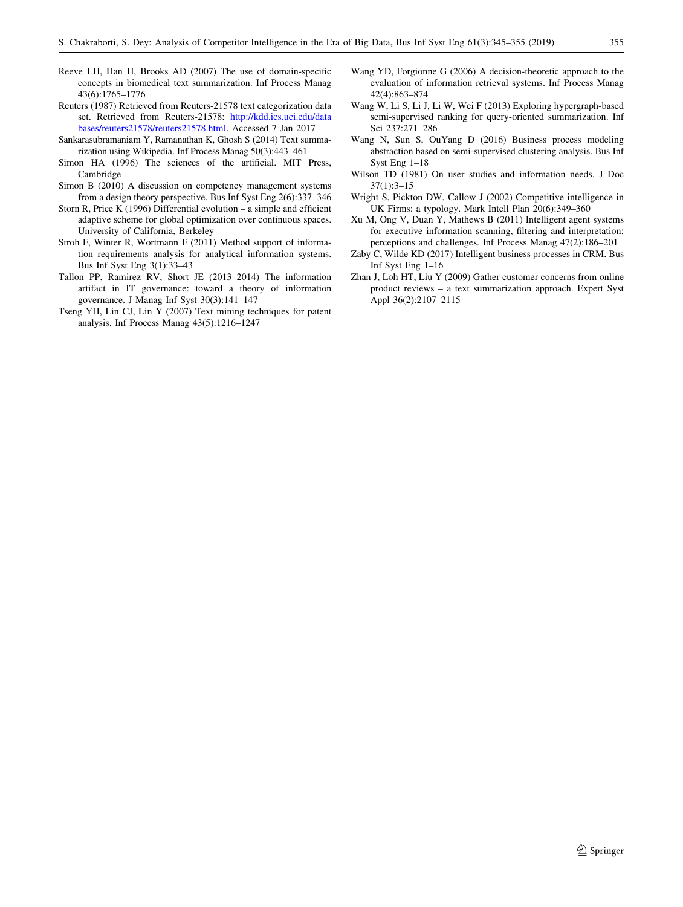Reeve LH, Han H, Brooks AD (2007) The use of domain-specific concepts in biomedical text summarization. Inf Process Manag 43(6):1765–1776

Reuters (1987) Retrieved from Reuters-21578 text categorization data set. Retrieved from Reuters-21578: http://kdd.ics.uci.edu/databases/reuters21578/reuters21578.html. Accessed 7 Jan 2017

Sankarasubramaniam Y, Ramanathan K, Ghosh S (2014) Text summarization using Wikipedia. Inf Process Manag 50(3):443–461

Simon HA (1996) The sciences of the artificial. MIT Press, Cambridge

Simon B (2010) A discussion on competency management systems from a design theory perspective. Bus Inf Syst Eng 2(6):337–346

Storn R, Price K (1996) Differential evolution – a simple and efficient adaptive scheme for global optimization over continuous spaces. University of California, Berkeley

Stroh F, Winter R, Wortmann F (2011) Method support of information requirements analysis for analytical information systems. Bus Inf Syst Eng 3(1):33–43

Tallon PP, Ramirez RV, Short JE (2013–2014) The information artifact in IT governance: toward a theory of information governance. J Manag Inf Syst 30(3):141–147

Tseng YH, Lin CJ, Lin Y (2007) Text mining techniques for patent analysis. Inf Process Manag 43(5):1216–1247

Wang YD, Forgionne G (2006) A decision-theoretic approach to the evaluation of information retrieval systems. Inf Process Manag 42(4):863–874

Wang W, Li S, Li J, Li W, Wei F (2013) Exploring hypergraph-based semi-supervised ranking for query-oriented summarization. Inf Sci 237:271–286

Wang N, Sun S, OuYang D (2016) Business process modeling abstraction based on semi-supervised clustering analysis. Bus Inf Syst Eng 1–18

Wilson TD (1981) On user studies and information needs. J Doc 37(1):3–15

Wright S, Pickton DW, Callow J (2002) Competitive intelligence in UK Firms: a typology. Mark Intell Plan 20(6):349–360

Xu M, Ong V, Duan Y, Mathews B (2011) Intelligent agent systems for executive information scanning, filtering and interpretation: perceptions and challenges. Inf Process Manag 47(2):186–201

Zaby C, Wilde KD (2017) Intelligent business processes in CRM. Bus Inf Syst Eng 1–16

Zhan J, Loh HT, Liu Y (2009) Gather customer concerns from online product reviews – a text summarization approach. Expert Syst Appl 36(2):2107–2115